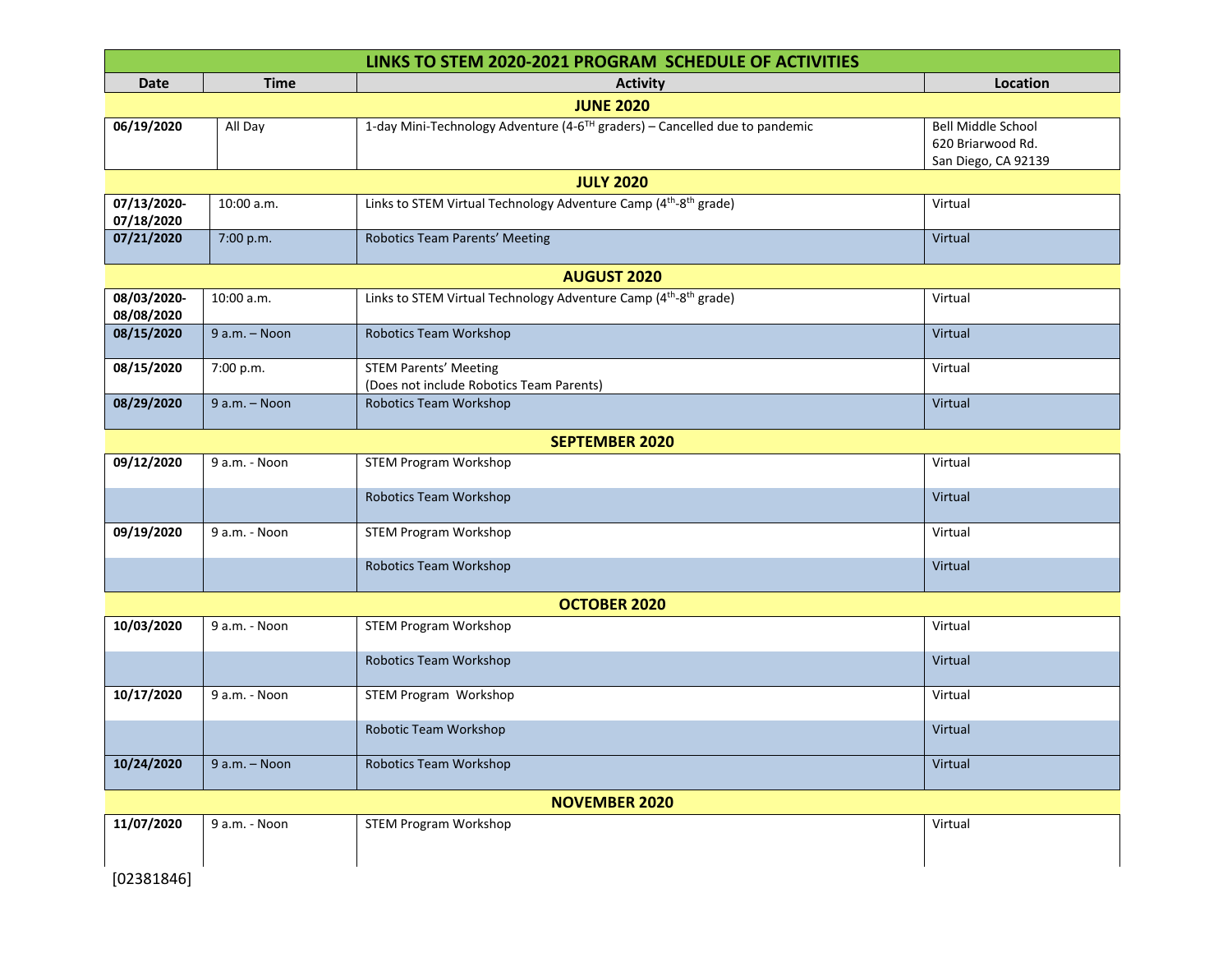| LINKS TO STEM 2020-2021 PROGRAM SCHEDULE OF ACTIVITIES | | | |
|---|---|---|---|
| **Date** | **Time** | **Activity** | **Location** |
| **JUNE 2020** | | | |
| **06/19/2020** | All Day | 1-day Mini-Technology Adventure (4-6TH graders) – Cancelled due to pandemic | Bell Middle School 620 Briarwood Rd. San Diego, CA 92139 |
| **JULY 2020** | | | |
| **07/13/2020-07/18/2020** | 10:00 a.m. | Links to STEM Virtual Technology Adventure Camp (4th-8th grade) | Virtual |
| **07/21/2020** | 7:00 p.m. | Robotics Team Parents' Meeting | Virtual |
| **AUGUST 2020** | | | |
| **08/03/2020-08/08/2020** | 10:00 a.m. | Links to STEM Virtual Technology Adventure Camp (4th-8th grade) | Virtual |
| **08/15/2020** | 9 a.m. – Noon | Robotics Team Workshop | Virtual |
| **08/15/2020** | 7:00 p.m. | STEM Parents' Meeting (Does not include Robotics Team Parents) | Virtual |
| **08/29/2020** | 9 a.m. – Noon | Robotics Team Workshop | Virtual |
| **SEPTEMBER 2020** | | | |
| **09/12/2020** | 9 a.m. - Noon | STEM Program Workshop | Virtual |
| | | Robotics Team Workshop | Virtual |
| **09/19/2020** | 9 a.m. - Noon | STEM Program Workshop | Virtual |
| | | Robotics Team Workshop | Virtual |
| **OCTOBER 2020** | | | |
| **10/03/2020** | 9 a.m. - Noon | STEM Program Workshop | Virtual |
| | | Robotics Team Workshop | Virtual |
| **10/17/2020** | 9 a.m. - Noon | STEM Program Workshop | Virtual |
| | | Robotic Team Workshop | Virtual |
| **10/24/2020** | 9 a.m. – Noon | Robotics Team Workshop | Virtual |
| **NOVEMBER 2020** | | | |
| **11/07/2020** | 9 a.m. - Noon | STEM Program Workshop | Virtual |

[02381846]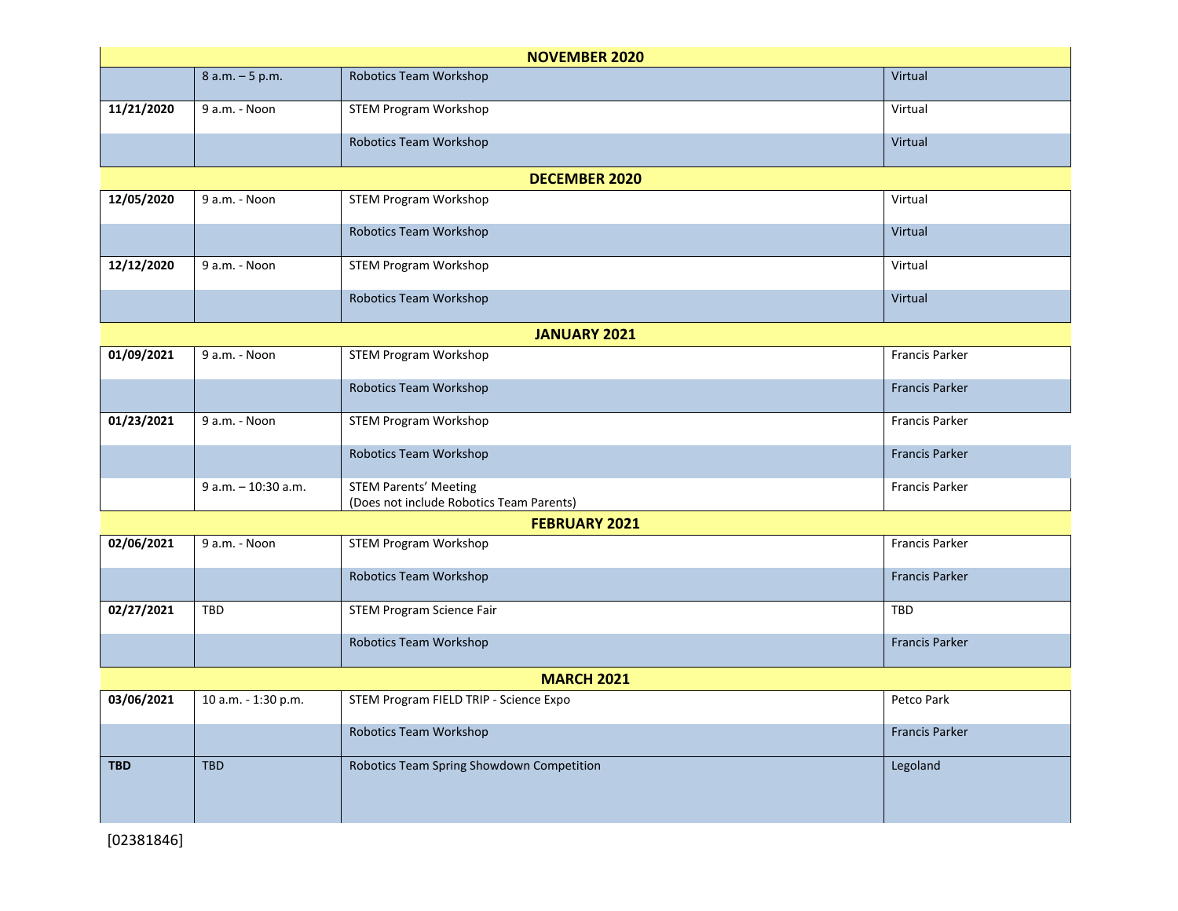| | | | |
|---|---|---|---|
| **NOVEMBER 2020** | | | |
| | 8 a.m. – 5 p.m. | Robotics Team Workshop | Virtual |
| **11/21/2020** | 9 a.m. - Noon | STEM Program Workshop | Virtual |
| | | Robotics Team Workshop | Virtual |
| **DECEMBER 2020** | | | |
| **12/05/2020** | 9 a.m. - Noon | STEM Program Workshop | Virtual |
| | | Robotics Team Workshop | Virtual |
| **12/12/2020** | 9 a.m. - Noon | STEM Program Workshop | Virtual |
| | | Robotics Team Workshop | Virtual |
| **JANUARY 2021** | | | |
| **01/09/2021** | 9 a.m. - Noon | STEM Program Workshop | Francis Parker |
| | | Robotics Team Workshop | Francis Parker |
| **01/23/2021** | 9 a.m. - Noon | STEM Program Workshop | Francis Parker |
| | | Robotics Team Workshop | Francis Parker |
| | 9 a.m. – 10:30 a.m. | STEM Parents' Meeting<br>(Does not include Robotics Team Parents) | Francis Parker |
| **FEBRUARY 2021** | | | |
| **02/06/2021** | 9 a.m. - Noon | STEM Program Workshop | Francis Parker |
| | | Robotics Team Workshop | Francis Parker |
| **02/27/2021** | TBD | STEM Program Science Fair | TBD |
| | | Robotics Team Workshop | Francis Parker |
| **MARCH 2021** | | | |
| **03/06/2021** | 10 a.m. - 1:30 p.m. | STEM Program FIELD TRIP - Science Expo | Petco Park |
| | | Robotics Team Workshop | Francis Parker |
| **TBD** | TBD | Robotics Team Spring Showdown Competition | Legoland |

[02381846]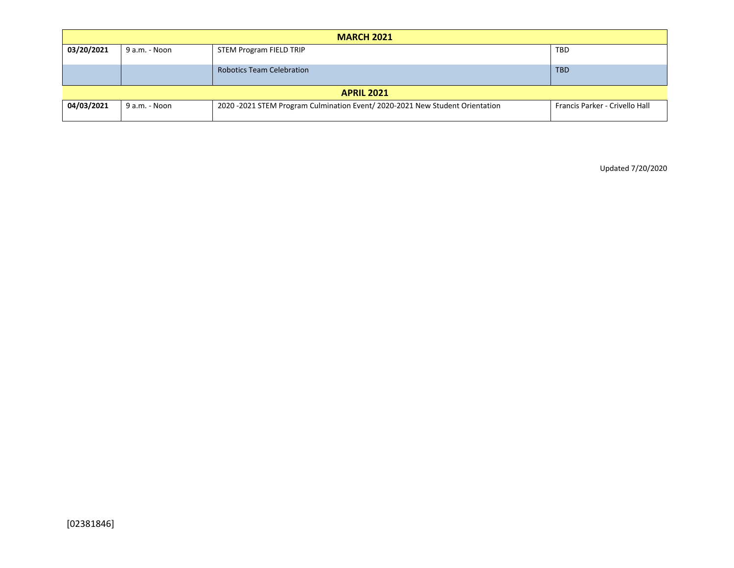| | | | |
|---|---|---|---|
| **MARCH 2021** | | | |
| **03/20/2021** | 9 a.m. - Noon | STEM Program FIELD TRIP | TBD |
| | | Robotics Team Celebration | TBD |
| **APRIL 2021** | | | |
| **04/03/2021** | 9 a.m. - Noon | 2020 -2021 STEM Program Culmination Event/ 2020-2021 New Student Orientation | Francis Parker - Crivello Hall |

Updated 7/20/2020

[02381846]